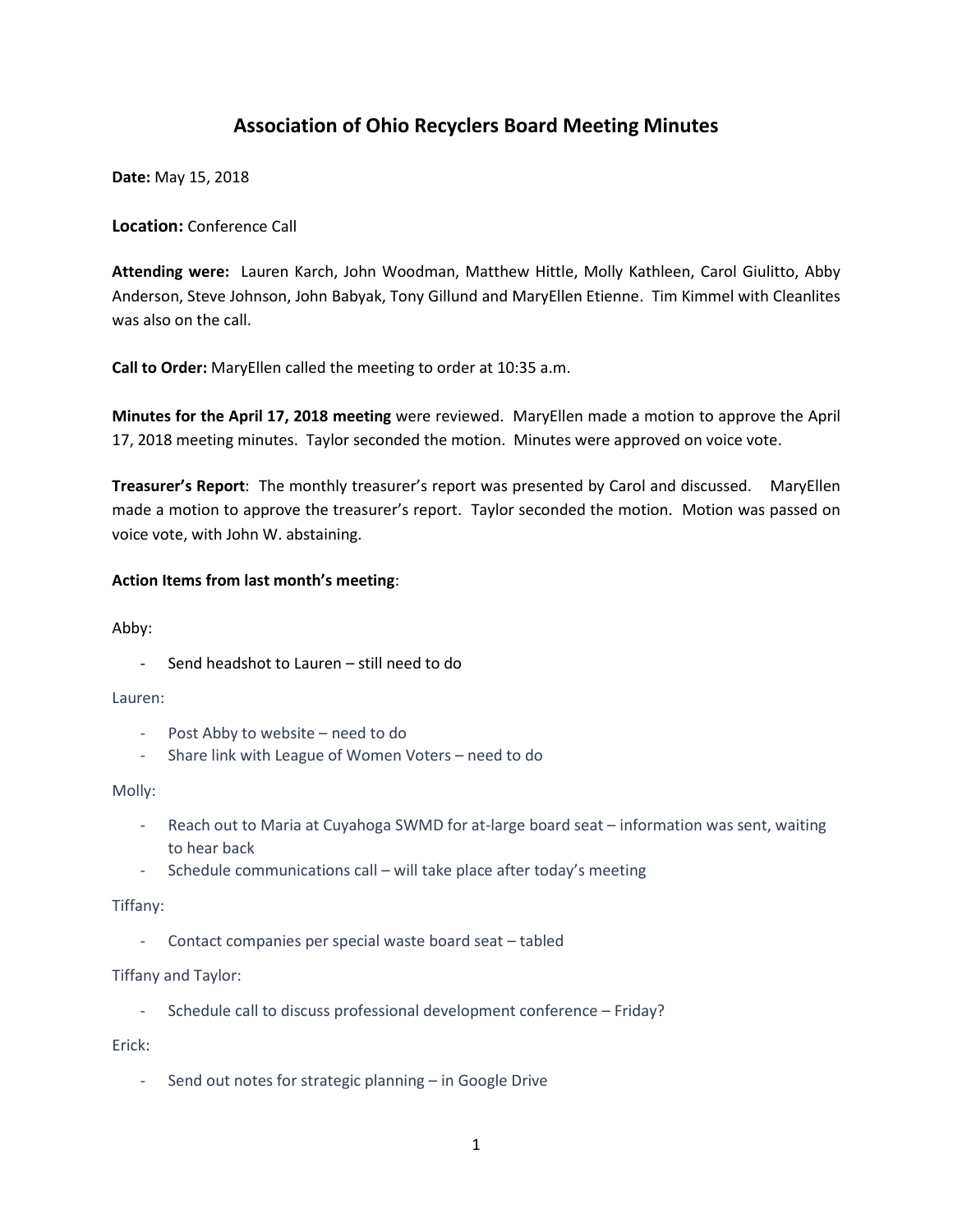# Association of Ohio Recyclers Board Meeting Minutes

**Date:** May 15, 2018

**Location:** Conference Call

**Attending were:** Lauren Karch, John Woodman, Matthew Hittle, Molly Kathleen, Carol Giulitto, Abby Anderson, Steve Johnson, John Babyak, Tony Gillund and MaryEllen Etienne. Tim Kimmel with Cleanlites was also on the call.

**Call to Order:** MaryEllen called the meeting to order at 10:35 a.m.

**Minutes for the April 17, 2018 meeting** were reviewed. MaryEllen made a motion to approve the April 17, 2018 meeting minutes. Taylor seconded the motion. Minutes were approved on voice vote.

**Treasurer's Report**: The monthly treasurer's report was presented by Carol and discussed. MaryEllen made a motion to approve the treasurer's report. Taylor seconded the motion. Motion was passed on voice vote, with John W. abstaining.

**Action Items from last month's meeting**:

Abby:

- Send headshot to Lauren – still need to do

Lauren:

- Post Abby to website – need to do
- Share link with League of Women Voters – need to do

Molly:

- Reach out to Maria at Cuyahoga SWMD for at-large board seat – information was sent, waiting to hear back
- Schedule communications call – will take place after today's meeting

Tiffany:

- Contact companies per special waste board seat – tabled

Tiffany and Taylor:

- Schedule call to discuss professional development conference – Friday?

Erick:

- Send out notes for strategic planning – in Google Drive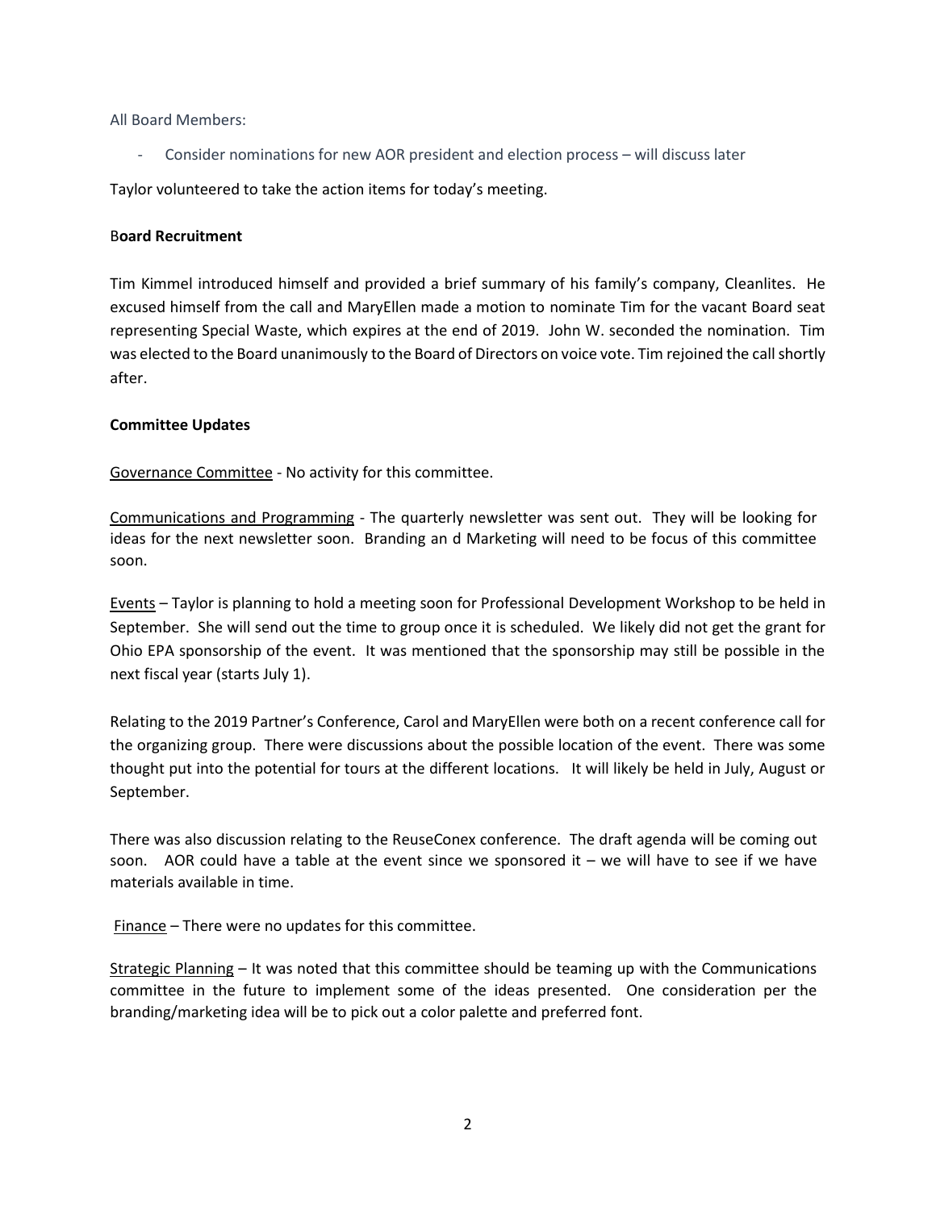All Board Members:

- Consider nominations for new AOR president and election process – will discuss later

Taylor volunteered to take the action items for today's meeting.

**Board Recruitment**

Tim Kimmel introduced himself and provided a brief summary of his family's company, Cleanlites. He excused himself from the call and MaryEllen made a motion to nominate Tim for the vacant Board seat representing Special Waste, which expires at the end of 2019. John W. seconded the nomination. Tim was elected to the Board unanimously to the Board of Directors on voice vote. Tim rejoined the call shortly after.

**Committee Updates**

<u>Governance Committee</u> - No activity for this committee.

<u>Communications and Programming</u> - The quarterly newsletter was sent out. They will be looking for ideas for the next newsletter soon. Branding an d Marketing will need to be focus of this committee soon.

<u>Events</u> – Taylor is planning to hold a meeting soon for Professional Development Workshop to be held in September. She will send out the time to group once it is scheduled. We likely did not get the grant for Ohio EPA sponsorship of the event. It was mentioned that the sponsorship may still be possible in the next fiscal year (starts July 1).

Relating to the 2019 Partner's Conference, Carol and MaryEllen were both on a recent conference call for the organizing group. There were discussions about the possible location of the event. There was some thought put into the potential for tours at the different locations. It will likely be held in July, August or September.

There was also discussion relating to the ReuseConex conference. The draft agenda will be coming out soon. AOR could have a table at the event since we sponsored it – we will have to see if we have materials available in time.

<u>Finance</u> – There were no updates for this committee.

<u>Strategic Planning</u> – It was noted that this committee should be teaming up with the Communications committee in the future to implement some of the ideas presented. One consideration per the branding/marketing idea will be to pick out a color palette and preferred font.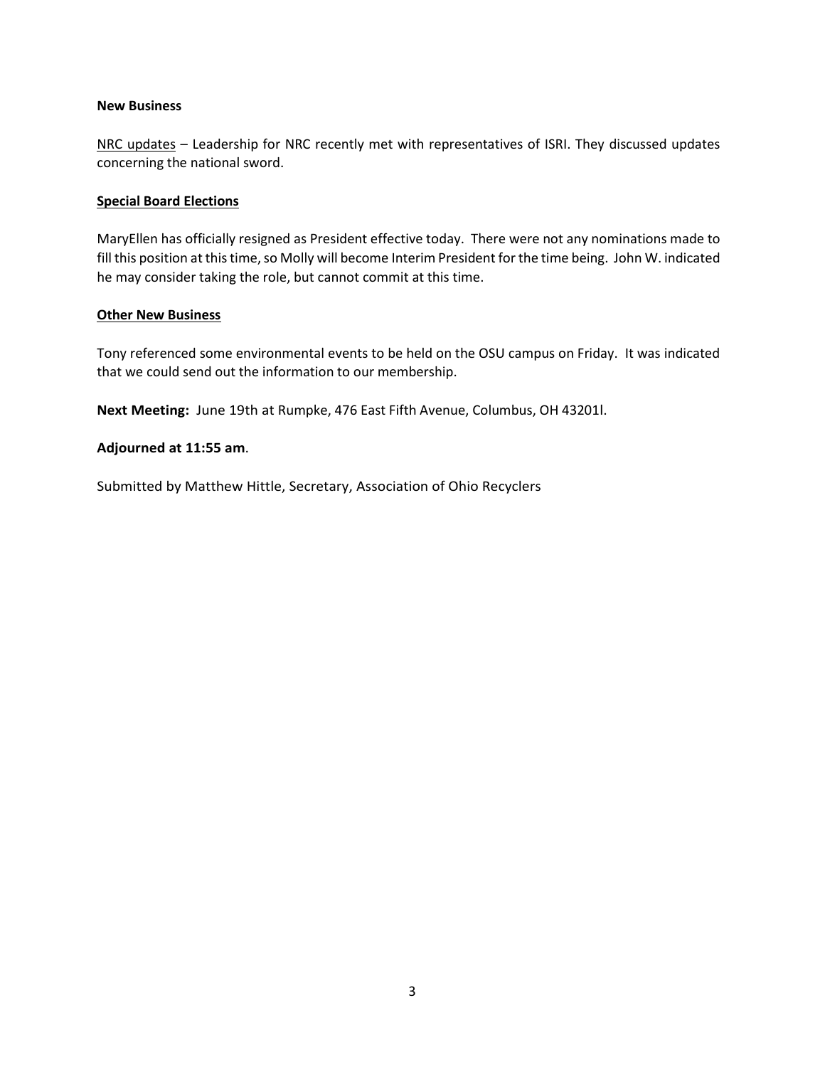**New Business**

NRC updates – Leadership for NRC recently met with representatives of ISRI. They discussed updates concerning the national sword.

**Special Board Elections**

MaryEllen has officially resigned as President effective today. There were not any nominations made to fill this position at this time, so Molly will become Interim President for the time being. John W. indicated he may consider taking the role, but cannot commit at this time.

**Other New Business**

Tony referenced some environmental events to be held on the OSU campus on Friday. It was indicated that we could send out the information to our membership.

**Next Meeting:** June 19th at Rumpke, 476 East Fifth Avenue, Columbus, OH 43201l.

**Adjourned at 11:55 am**.

Submitted by Matthew Hittle, Secretary, Association of Ohio Recyclers